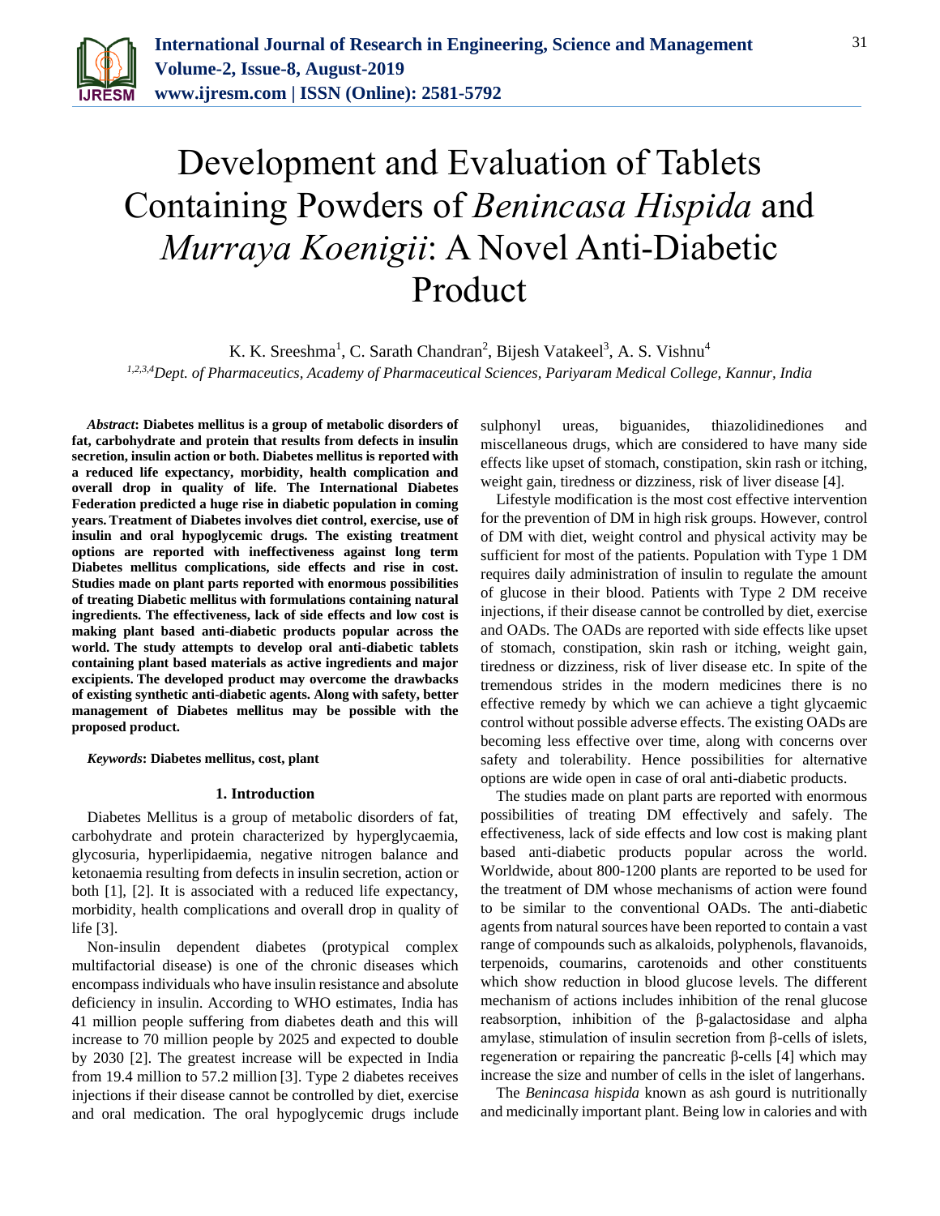# Development and Evaluation of Tablets Containing Powders of *Benincasa Hispida* and *Murraya Koenigii*: A Novel Anti-Diabetic Product

K. K. Sreeshma[1], C. Sarath Chandran[2], Bijesh Vatakeel[3], A. S. Vishnu[4]

[1,2,3,4]*Dept. of Pharmaceutics, Academy of Pharmaceutical Sciences, Pariyaram Medical College, Kannur, India*

***Abstract*: Diabetes mellitus is a group of metabolic disorders of fat, carbohydrate and protein that results from defects in insulin secretion, insulin action or both. Diabetes mellitus is reported with a reduced life expectancy, morbidity, health complication and overall drop in quality of life. The International Diabetes Federation predicted a huge rise in diabetic population in coming years. Treatment of Diabetes involves diet control, exercise, use of insulin and oral hypoglycemic drugs. The existing treatment options are reported with ineffectiveness against long term Diabetes mellitus complications, side effects and rise in cost. Studies made on plant parts reported with enormous possibilities of treating Diabetic mellitus with formulations containing natural ingredients. The effectiveness, lack of side effects and low cost is making plant based anti-diabetic products popular across the world. The study attempts to develop oral anti-diabetic tablets containing plant based materials as active ingredients and major excipients. The developed product may overcome the drawbacks of existing synthetic anti-diabetic agents. Along with safety, better management of Diabetes mellitus may be possible with the proposed product.**

***Keywords*: Diabetes mellitus, cost, plant**

## 1. Introduction

Diabetes Mellitus is a group of metabolic disorders of fat, carbohydrate and protein characterized by hyperglycaemia, glycosuria, hyperlipidaemia, negative nitrogen balance and ketonaemia resulting from defects in insulin secretion, action or both [1], [2]. It is associated with a reduced life expectancy, morbidity, health complications and overall drop in quality of life [3].

Non-insulin dependent diabetes (protypical complex multifactorial disease) is one of the chronic diseases which encompass individuals who have insulin resistance and absolute deficiency in insulin. According to WHO estimates, India has 41 million people suffering from diabetes death and this will increase to 70 million people by 2025 and expected to double by 2030 [2]. The greatest increase will be expected in India from 19.4 million to 57.2 million [3]. Type 2 diabetes receives injections if their disease cannot be controlled by diet, exercise and oral medication. The oral hypoglycemic drugs include sulphonyl ureas, biguanides, thiazolidinediones and miscellaneous drugs, which are considered to have many side effects like upset of stomach, constipation, skin rash or itching, weight gain, tiredness or dizziness, risk of liver disease [4].

Lifestyle modification is the most cost effective intervention for the prevention of DM in high risk groups. However, control of DM with diet, weight control and physical activity may be sufficient for most of the patients. Population with Type 1 DM requires daily administration of insulin to regulate the amount of glucose in their blood. Patients with Type 2 DM receive injections, if their disease cannot be controlled by diet, exercise and OADs. The OADs are reported with side effects like upset of stomach, constipation, skin rash or itching, weight gain, tiredness or dizziness, risk of liver disease etc. In spite of the tremendous strides in the modern medicines there is no effective remedy by which we can achieve a tight glycaemic control without possible adverse effects. The existing OADs are becoming less effective over time, along with concerns over safety and tolerability. Hence possibilities for alternative options are wide open in case of oral anti-diabetic products.

The studies made on plant parts are reported with enormous possibilities of treating DM effectively and safely. The effectiveness, lack of side effects and low cost is making plant based anti-diabetic products popular across the world. Worldwide, about 800-1200 plants are reported to be used for the treatment of DM whose mechanisms of action were found to be similar to the conventional OADs. The anti-diabetic agents from natural sources have been reported to contain a vast range of compounds such as alkaloids, polyphenols, flavanoids, terpenoids, coumarins, carotenoids and other constituents which show reduction in blood glucose levels. The different mechanism of actions includes inhibition of the renal glucose reabsorption, inhibition of the β-galactosidase and alpha amylase, stimulation of insulin secretion from β-cells of islets, regeneration or repairing the pancreatic β-cells [4] which may increase the size and number of cells in the islet of langerhans.

The *Benincasa hispida* known as ash gourd is nutritionally and medicinally important plant. Being low in calories and with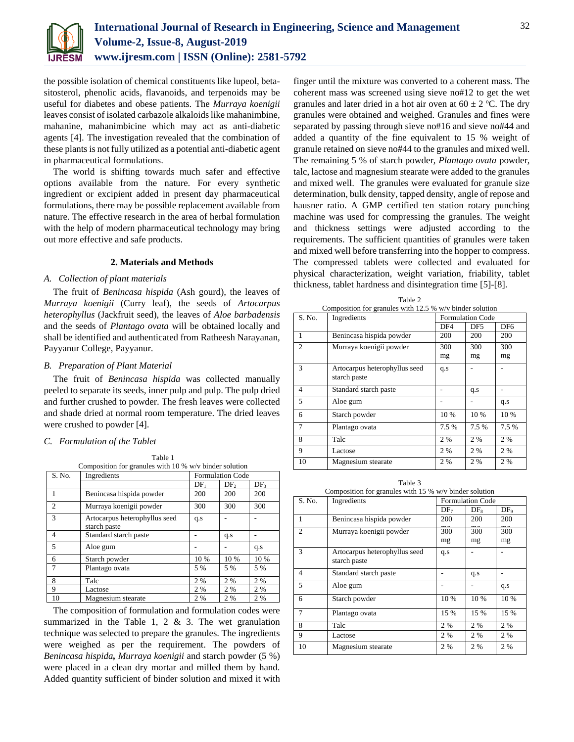the possible isolation of chemical constituents like lupeol, beta-sitosterol, phenolic acids, flavanoids, and terpenoids may be useful for diabetes and obese patients. The *Murraya koenigii* leaves consist of isolated carbazole alkaloids like mahanimbine, mahanine, mahanimbicine which may act as anti-diabetic agents [4]. The investigation revealed that the combination of these plants is not fully utilized as a potential anti-diabetic agent in pharmaceutical formulations.

The world is shifting towards much safer and effective options available from the nature. For every synthetic ingredient or excipient added in present day pharmaceutical formulations, there may be possible replacement available from nature. The effective research in the area of herbal formulation with the help of modern pharmaceutical technology may bring out more effective and safe products.

## 2. Materials and Methods

### *A. Collection of plant materials*

The fruit of *Benincasa hispida* (Ash gourd), the leaves of *Murraya koenigii* (Curry leaf), the seeds of *Artocarpus heterophyllus* (Jackfruit seed), the leaves of *Aloe barbadensis* and the seeds of *Plantago ovata* will be obtained locally and shall be identified and authenticated from Ratheesh Narayanan, Payyanur College, Payyanur.

### *B. Preparation of Plant Material*

The fruit of *Benincasa hispida* was collected manually peeled to separate its seeds, inner pulp and pulp. The pulp dried and further crushed to powder. The fresh leaves were collected and shade dried at normal room temperature. The dried leaves were crushed to powder [4].

### *C. Formulation of the Tablet*

Table 1
Composition for granules with 10 % w/v binder solution

| S. No. | Ingredients | Formulation Code | | |
|---|---|---|---|---|
| | | $DF_1$ | $DF_2$ | $DF_3$ |
| 1 | Benincasa hispida powder | 200 | 200 | 200 |
| 2 | Murraya koenigii powder | 300 | 300 | 300 |
| 3 | Artocarpus heterophyllus seed starch paste | q.s | - | - |
| 4 | Standard starch paste | - | q.s | - |
| 5 | Aloe gum | - | - | q.s |
| 6 | Starch powder | 10 % | 10 % | 10 % |
| 7 | Plantago ovata | 5 % | 5 % | 5 % |
| 8 | Talc | 2 % | 2 % | 2 % |
| 9 | Lactose | 2 % | 2 % | 2 % |
| 10 | Magnesium stearate | 2 % | 2 % | 2 % |

The composition of formulation and formulation codes were summarized in the Table 1, 2 & 3. The wet granulation technique was selected to prepare the granules. The ingredients were weighed as per the requirement. The powders of *Benincasa hispida***,** *Murraya koenigii* and starch powder (5 %) were placed in a clean dry mortar and milled them by hand. Added quantity sufficient of binder solution and mixed it with finger until the mixture was converted to a coherent mass. The coherent mass was screened using sieve no#12 to get the wet granules and later dried in a hot air oven at 60 ± 2 ºC. The dry granules were obtained and weighed. Granules and fines were separated by passing through sieve no#16 and sieve no#44 and added a quantity of the fine equivalent to 15 % weight of granule retained on sieve no#44 to the granules and mixed well. The remaining 5 % of starch powder, *Plantago ovata* powder, talc, lactose and magnesium stearate were added to the granules and mixed well. The granules were evaluated for granule size determination, bulk density, tapped density, angle of repose and hausner ratio. A GMP certified ten station rotary punching machine was used for compressing the granules. The weight and thickness settings were adjusted according to the requirements. The sufficient quantities of granules were taken and mixed well before transferring into the hopper to compress. The compressed tablets were collected and evaluated for physical characterization, weight variation, friability, tablet thickness, tablet hardness and disintegration time [5]-[8].

Table 2
Composition for granules with 12.5 % w/v binder solution

| S. No. | Ingredients | Formulation Code | | |
|---|---|---|---|---|
| | | DF4 | DF5 | DF6 |
| 1 | Benincasa hispida powder | 200 | 200 | 200 |
| 2 | Murraya koenigii powder | 300 mg | 300 mg | 300 mg |
| 3 | Artocarpus heterophyllus seed starch paste | q.s | - | - |
| 4 | Standard starch paste | - | q.s | - |
| 5 | Aloe gum | - | - | q.s |
| 6 | Starch powder | 10 % | 10 % | 10 % |
| 7 | Plantago ovata | 7.5 % | 7.5 % | 7.5 % |
| 8 | Talc | 2 % | 2 % | 2 % |
| 9 | Lactose | 2 % | 2 % | 2 % |
| 10 | Magnesium stearate | 2 % | 2 % | 2 % |

Table 3
Composition for granules with 15 % w/v binder solution

| S. No. | Ingredients | Formulation Code | | |
|---|---|---|---|---|
| | | $DF_7$ | $DF_8$ | $DF_9$ |
| 1 | Benincasa hispida powder | 200 | 200 | 200 |
| 2 | Murraya koenigii powder | 300 mg | 300 mg | 300 mg |
| 3 | Artocarpus heterophyllus seed starch paste | q.s | - | - |
| 4 | Standard starch paste | - | q.s | - |
| 5 | Aloe gum | - | - | q.s |
| 6 | Starch powder | 10 % | 10 % | 10 % |
| 7 | Plantago ovata | 15 % | 15 % | 15 % |
| 8 | Talc | 2 % | 2 % | 2 % |
| 9 | Lactose | 2 % | 2 % | 2 % |
| 10 | Magnesium stearate | 2 % | 2 % | 2 % |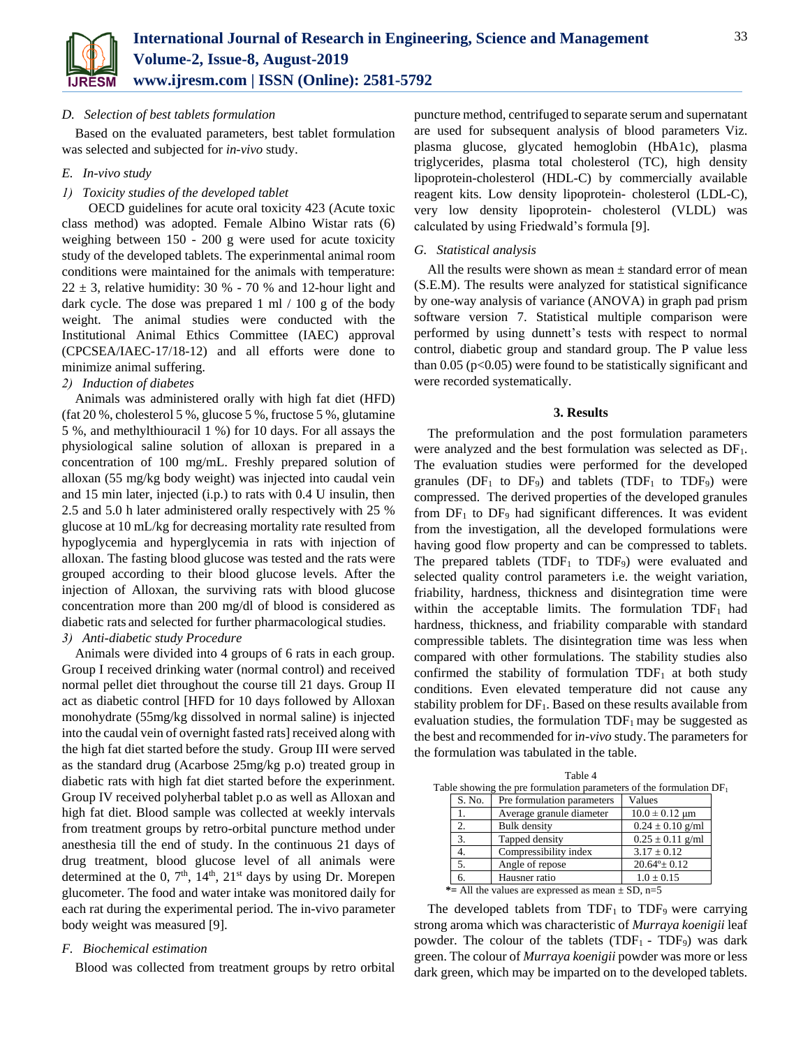### D. Selection of best tablets formulation

Based on the evaluated parameters, best tablet formulation was selected and subjected for *in-vivo* study.

### E. In-vivo study

#### 1) Toxicity studies of the developed tablet

OECD guidelines for acute oral toxicity 423 (Acute toxic class method) was adopted. Female Albino Wistar rats (6) weighing between 150 - 200 g were used for acute toxicity study of the developed tablets. The experimental animal room conditions were maintained for the animals with temperature: 22 ± 3, relative humidity: 30 % - 70 % and 12-hour light and dark cycle. The dose was prepared 1 ml / 100 g of the body weight. The animal studies were conducted with the Institutional Animal Ethics Committee (IAEC) approval (CPCSEA/IAEC-17/18-12) and all efforts were done to minimize animal suffering.

#### 2) Induction of diabetes

Animals was administered orally with high fat diet (HFD) (fat 20 %, cholesterol 5 %, glucose 5 %, fructose 5 %, glutamine 5 %, and methylthiouracil 1 %) for 10 days. For all assays the physiological saline solution of alloxan is prepared in a concentration of 100 mg/mL. Freshly prepared solution of alloxan (55 mg/kg body weight) was injected into caudal vein and 15 min later, injected (i.p.) to rats with 0.4 U insulin, then 2.5 and 5.0 h later administered orally respectively with 25 % glucose at 10 mL/kg for decreasing mortality rate resulted from hypoglycemia and hyperglycemia in rats with injection of alloxan. The fasting blood glucose was tested and the rats were grouped according to their blood glucose levels. After the injection of Alloxan, the surviving rats with blood glucose concentration more than 200 mg/dl of blood is considered as diabetic rats and selected for further pharmacological studies.

#### 3) Anti-diabetic study Procedure

Animals were divided into 4 groups of 6 rats in each group. Group I received drinking water (normal control) and received normal pellet diet throughout the course till 21 days. Group II act as diabetic control [HFD for 10 days followed by Alloxan monohydrate (55mg/kg dissolved in normal saline) is injected into the caudal vein of overnight fasted rats] received along with the high fat diet started before the study. Group III were served as the standard drug (Acarbose 25mg/kg p.o) treated group in diabetic rats with high fat diet started before the experiment. Group IV received polyherbal tablet p.o as well as Alloxan and high fat diet. Blood sample was collected at weekly intervals from treatment groups by retro-orbital puncture method under anesthesia till the end of study. In the continuous 21 days of drug treatment, blood glucose level of all animals were determined at the 0, 7th, 14th, 21st days by using Dr. Morepen glucometer. The food and water intake was monitored daily for each rat during the experimental period. The in-vivo parameter body weight was measured [9].

### F. Biochemical estimation

Blood was collected from treatment groups by retro orbital puncture method, centrifuged to separate serum and supernatant are used for subsequent analysis of blood parameters Viz. plasma glucose, glycated hemoglobin (HbA1c), plasma triglycerides, plasma total cholesterol (TC), high density lipoprotein-cholesterol (HDL-C) by commercially available reagent kits. Low density lipoprotein- cholesterol (LDL-C), very low density lipoprotein- cholesterol (VLDL) was calculated by using Friedwald's formula [9].

### G. Statistical analysis

All the results were shown as mean ± standard error of mean (S.E.M). The results were analyzed for statistical significance by one-way analysis of variance (ANOVA) in graph pad prism software version 7. Statistical multiple comparison were performed by using dunnett's tests with respect to normal control, diabetic group and standard group. The P value less than 0.05 ($p<0.05$) were found to be statistically significant and were recorded systematically.

## 3. Results

The preformulation and the post formulation parameters were analyzed and the best formulation was selected as $DF_1$. The evaluation studies were performed for the developed granules ($DF_1$ to $DF_9$) and tablets ($TDF_1$ to $TDF_9$) were compressed. The derived properties of the developed granules from $DF_1$ to $DF_9$ had significant differences. It was evident from the investigation, all the developed formulations were having good flow property and can be compressed to tablets. The prepared tablets ($TDF_1$ to $TDF_9$) were evaluated and selected quality control parameters i.e. the weight variation, friability, hardness, thickness and disintegration time were within the acceptable limits. The formulation $TDF_1$ had hardness, thickness, and friability comparable with standard compressible tablets. The disintegration time was less when compared with other formulations. The stability studies also confirmed the stability of formulation $TDF_1$ at both study conditions. Even elevated temperature did not cause any stability problem for $DF_1$. Based on these results available from evaluation studies, the formulation $TDF_1$ may be suggested as the best and recommended for i*n-vivo* study. The parameters for the formulation was tabulated in the table.

Table 4
Table showing the pre formulation parameters of the formulation $DF_1$

| S. No. | Pre formulation parameters | Values |
|---|---|---|
| 1. | Average granule diameter | 10.0 ± 0.12 µm |
| 2. | Bulk density | 0.24 ± 0.10 g/ml |
| 3. | Tapped density | 0.25 ± 0.11 g/ml |
| 4. | Compressibility index | 3.17 ± 0.12 |
| 5. | Angle of repose | 20.64° ± 0.12 |
| 6. | Hausner ratio | 1.0 ± 0.15 |

*= All the values are expressed as mean ± SD, n=5

The developed tablets from $TDF_1$ to $TDF_9$ were carrying strong aroma which was characteristic of *Murraya koenigii* leaf powder. The colour of the tablets ($TDF_1$ - $TDF_9$) was dark green. The colour of *Murraya koenigii* powder was more or less dark green, which may be imparted on to the developed tablets.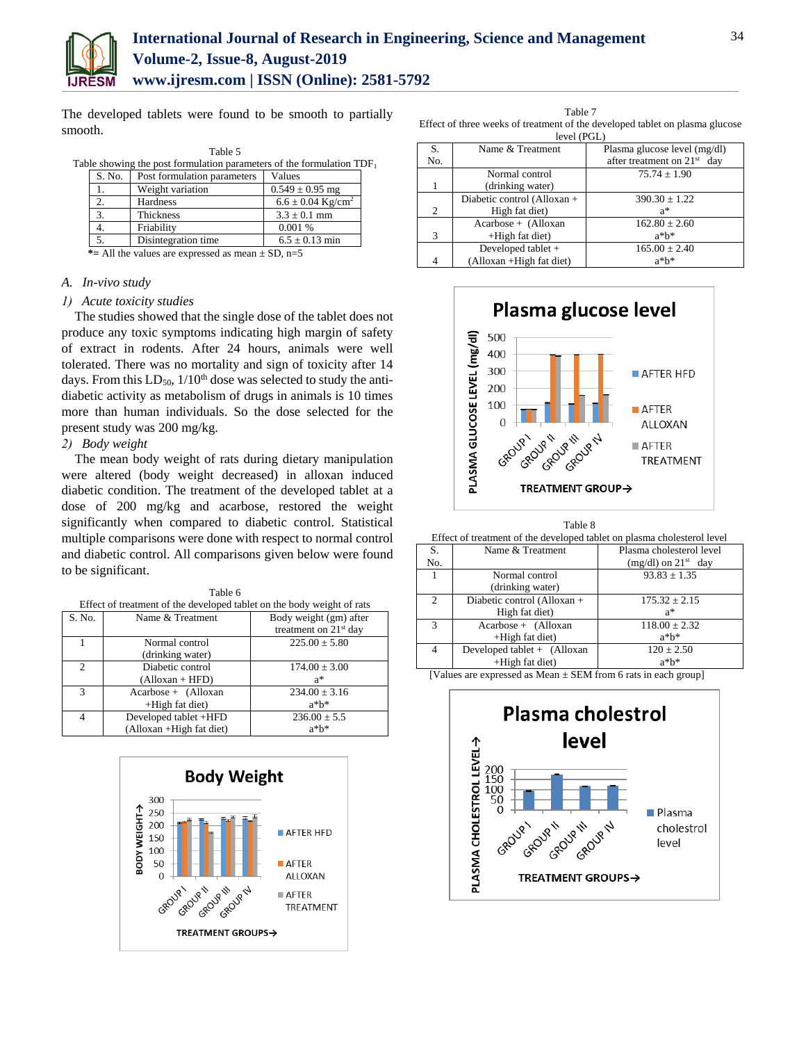The developed tablets were found to be smooth to partially smooth.

Table 5
Table showing the post formulation parameters of the formulation $TDF_1$

| S. No. | Post formulation parameters | Values |
|---|---|---|
| 1. | Weight variation | 0.549 ± 0.95 mg |
| 2. | Hardness | 6.6 ± 0.04 $Kg/cm^2$ |
| 3. | Thickness | 3.3 ± 0.1 mm |
| 4. | Friability | 0.001 % |
| 5. | Disintegration time | 6.5 ± 0.13 min |

*= All the values are expressed as mean ± SD, n=5

### *A. In-vivo study*

#### *1) Acute toxicity studies*

The studies showed that the single dose of the tablet does not produce any toxic symptoms indicating high margin of safety of extract in rodents. After 24 hours, animals were well tolerated. There was no mortality and sign of toxicity after 14 days. From this $LD_{50}$, 1/10th dose was selected to study the anti-diabetic activity as metabolism of drugs in animals is 10 times more than human individuals. So the dose selected for the present study was 200 mg/kg.

#### *2) Body weight*

The mean body weight of rats during dietary manipulation were altered (body weight decreased) in alloxan induced diabetic condition. The treatment of the developed tablet at a dose of 200 mg/kg and acarbose, restored the weight significantly when compared to diabetic control. Statistical multiple comparisons were done with respect to normal control and diabetic control. All comparisons given below were found to be significant.

Table 6
Effect of treatment of the developed tablet on the body weight of rats

| S. No. | Name & Treatment | Body weight (gm) after treatment on 21st day |
|---|---|---|
| 1 | Normal control (drinking water) | 225.00 ± 5.80 |
| 2 | Diabetic control (Alloxan + HFD) | 174.00 ± 3.00 a* |
| 3 | Acarbose + (Alloxan +High fat diet) | 234.00 ± 3.16 a*b* |
| 4 | Developed tablet +HFD (Alloxan +High fat diet) | 236.00 ± 5.5 a*b* |

Table 7
Effect of three weeks of treatment of the developed tablet on plasma glucose level (PGL)

| S. No. | Name & Treatment | Plasma glucose level (mg/dl) after treatment on 21st day |
|---|---|---|
| 1 | Normal control (drinking water) | 75.74 ± 1.90 |
| 2 | Diabetic control (Alloxan + High fat diet) | 390.30 ± 1.22 a* |
| 3 | Acarbose + (Alloxan +High fat diet) | 162.80 ± 2.60 a*b* |
| 4 | Developed tablet + (Alloxan +High fat diet) | 165.00 ± 2.40 a*b* |

Table 8
Effect of treatment of the developed tablet on plasma cholesterol level

| S. No. | Name & Treatment | Plasma cholesterol level (mg/dl) on 21st day |
|---|---|---|
| 1 | Normal control (drinking water) | 93.83 ± 1.35 |
| 2 | Diabetic control (Alloxan + High fat diet) | 175.32 ± 2.15 a* |
| 3 | Acarbose + (Alloxan +High fat diet) | 118.00 ± 2.32 a*b* |
| 4 | Developed tablet + (Alloxan +High fat diet) | 120 ± 2.50 a*b* |

[Values are expressed as Mean ± SEM from 6 rats in each group]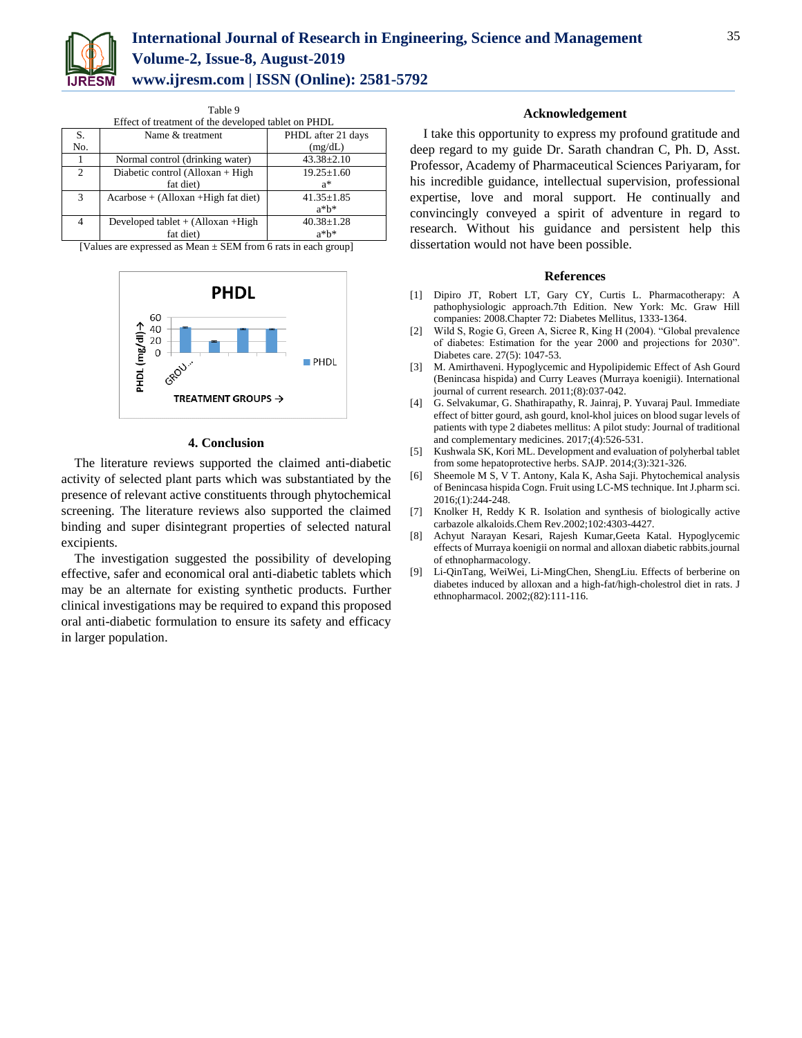Table 9
Effect of treatment of the developed tablet on PHDL

| S. No. | Name & treatment | PHDL after 21 days (mg/dL) |
|---|---|---|
| 1 | Normal control (drinking water) | 43.38±2.10 |
| 2 | Diabetic control (Alloxan + High fat diet) | 19.25±1.60 a* |
| 3 | Acarbose + (Alloxan +High fat diet) | 41.35±1.85 a*b* |
| 4 | Developed tablet + (Alloxan +High fat diet) | 40.38±1.28 a*b* |

[Values are expressed as Mean ± SEM from 6 rats in each group]

PHDL

60
40
20
0

PHDL (mg/dl) →

GROU...

TREATMENT GROUPS →

PHDL

## 4. Conclusion

The literature reviews supported the claimed anti-diabetic activity of selected plant parts which was substantiated by the presence of relevant active constituents through phytochemical screening. The literature reviews also supported the claimed binding and super disintegrant properties of selected natural excipients.

The investigation suggested the possibility of developing effective, safer and economical oral anti-diabetic tablets which may be an alternate for existing synthetic products. Further clinical investigations may be required to expand this proposed oral anti-diabetic formulation to ensure its safety and efficacy in larger population.

## Acknowledgement

I take this opportunity to express my profound gratitude and deep regard to my guide Dr. Sarath chandran C, Ph. D, Asst. Professor, Academy of Pharmaceutical Sciences Pariyaram, for his incredible guidance, intellectual supervision, professional expertise, love and moral support. He continually and convincingly conveyed a spirit of adventure in regard to research. Without his guidance and persistent help this dissertation would not have been possible.

## References

[1] Dipiro JT, Robert LT, Gary CY, Curtis L. Pharmacotherapy: A pathophysiologic approach.7th Edition. New York: Mc. Graw Hill companies: 2008.Chapter 72: Diabetes Mellitus, 1333-1364.

[2] Wild S, Rogie G, Green A, Sicree R, King H (2004). "Global prevalence of diabetes: Estimation for the year 2000 and projections for 2030". Diabetes care. 27(5): 1047-53.

[3] M. Amirthaveni. Hypoglycemic and Hypolipidemic Effect of Ash Gourd (Benincasa hispida) and Curry Leaves (Murraya koenigii). International journal of current research. 2011;(8):037-042.

[4] G. Selvakumar, G. Shathirapathy, R. Jainraj, P. Yuvaraj Paul. Immediate effect of bitter gourd, ash gourd, knol-khol juices on blood sugar levels of patients with type 2 diabetes mellitus: A pilot study: Journal of traditional and complementary medicines. 2017;(4):526-531.

[5] Kushwala SK, Kori ML. Development and evaluation of polyherbal tablet from some hepatoprotective herbs. SAJP. 2014;(3):321-326.

[6] Sheemole M S, V T. Antony, Kala K, Asha Saji. Phytochemical analysis of Benincasa hispida Cogn. Fruit using LC-MS technique. Int J.pharm sci. 2016;(1):244-248.

[7] Knolker H, Reddy K R. Isolation and synthesis of biologically active carbazole alkaloids.Chem Rev.2002;102:4303-4427.

[8] Achyut Narayan Kesari, Rajesh Kumar,Geeta Katal. Hypoglycemic effects of Murraya koenigii on normal and alloxan diabetic rabbits.journal of ethnopharmacology.

[9] Li-QinTang, WeiWei, Li-MingChen, ShengLiu. Effects of berberine on diabetes induced by alloxan and a high-fat/high-cholestrol diet in rats. J ethnopharmacol. 2002;(82):111-116.